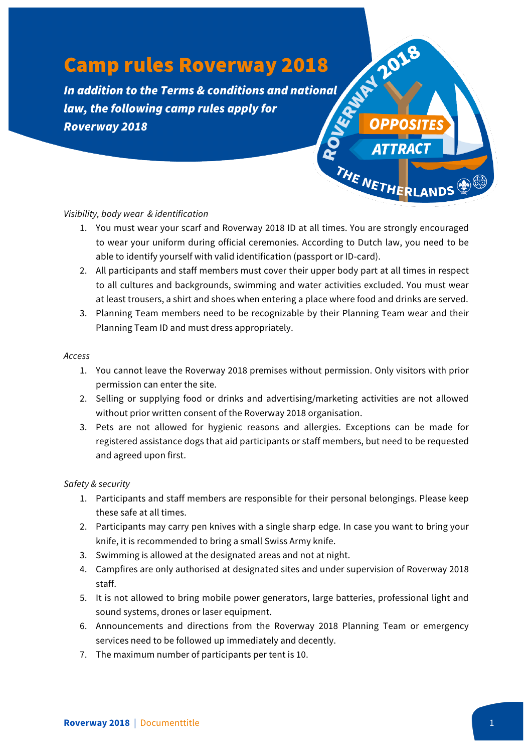# Camp rules Roverway 2018

***In addition to the Terms & conditions and national law, the following camp rules apply for Roverway 2018***

*Visibility, body wear & identification*

1. You must wear your scarf and Roverway 2018 ID at all times. You are strongly encouraged to wear your uniform during official ceremonies. According to Dutch law, you need to be able to identify yourself with valid identification (passport or ID-card).
2. All participants and staff members must cover their upper body part at all times in respect to all cultures and backgrounds, swimming and water activities excluded. You must wear at least trousers, a shirt and shoes when entering a place where food and drinks are served.
3. Planning Team members need to be recognizable by their Planning Team wear and their Planning Team ID and must dress appropriately.

*Access*

1. You cannot leave the Roverway 2018 premises without permission. Only visitors with prior permission can enter the site.
2. Selling or supplying food or drinks and advertising/marketing activities are not allowed without prior written consent of the Roverway 2018 organisation.
3. Pets are not allowed for hygienic reasons and allergies. Exceptions can be made for registered assistance dogs that aid participants or staff members, but need to be requested and agreed upon first.

*Safety & security*

1. Participants and staff members are responsible for their personal belongings. Please keep these safe at all times.
2. Participants may carry pen knives with a single sharp edge. In case you want to bring your knife, it is recommended to bring a small Swiss Army knife.
3. Swimming is allowed at the designated areas and not at night.
4. Campfires are only authorised at designated sites and under supervision of Roverway 2018 staff.
5. It is not allowed to bring mobile power generators, large batteries, professional light and sound systems, drones or laser equipment.
6. Announcements and directions from the Roverway 2018 Planning Team or emergency services need to be followed up immediately and decently.
7. The maximum number of participants per tent is 10.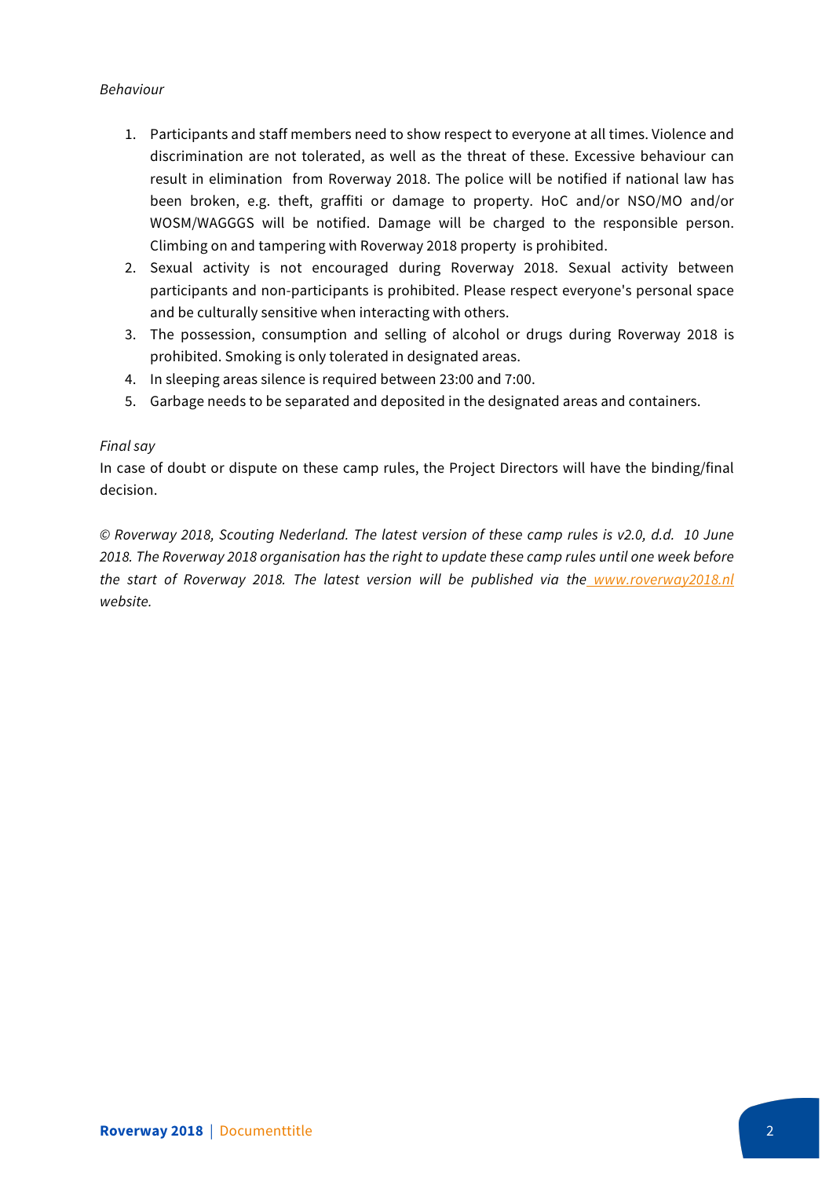*Behaviour*

1. Participants and staff members need to show respect to everyone at all times. Violence and discrimination are not tolerated, as well as the threat of these. Excessive behaviour can result in elimination from Roverway 2018. The police will be notified if national law has been broken, e.g. theft, graffiti or damage to property. HoC and/or NSO/MO and/or WOSM/WAGGGS will be notified. Damage will be charged to the responsible person. Climbing on and tampering with Roverway 2018 property is prohibited.
2. Sexual activity is not encouraged during Roverway 2018. Sexual activity between participants and non-participants is prohibited. Please respect everyone's personal space and be culturally sensitive when interacting with others.
3. The possession, consumption and selling of alcohol or drugs during Roverway 2018 is prohibited. Smoking is only tolerated in designated areas.
4. In sleeping areas silence is required between 23:00 and 7:00.
5. Garbage needs to be separated and deposited in the designated areas and containers.

*Final say*

In case of doubt or dispute on these camp rules, the Project Directors will have the binding/final decision.

*© Roverway 2018, Scouting Nederland. The latest version of these camp rules is v2.0, d.d. 10 June 2018. The Roverway 2018 organisation has the right to update these camp rules until one week before the start of Roverway 2018. The latest version will be published via the [www.roverway2018.nl](http://www.roverway2018.nl) website.*